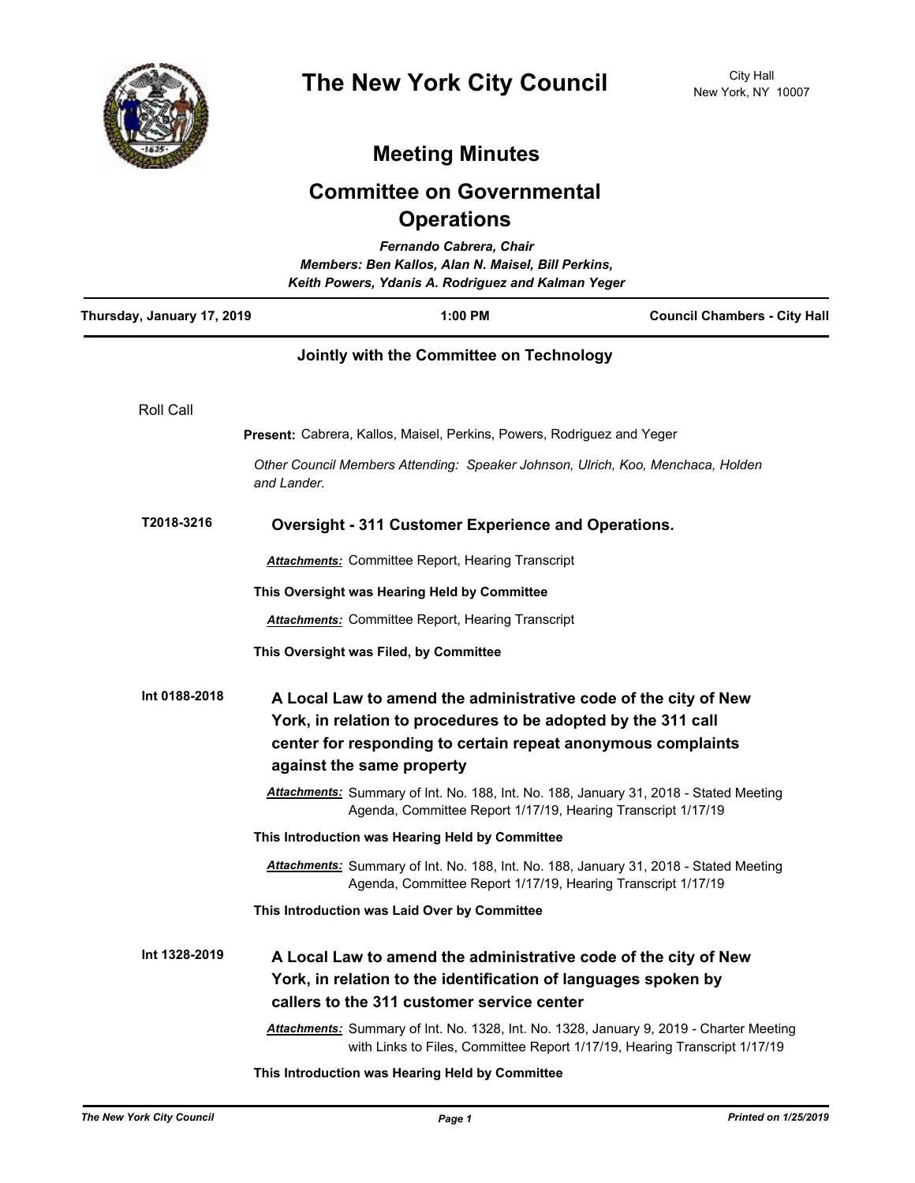# The New York City Council

City Hall
New York, NY 10007

## Meeting Minutes

## Committee on Governmental Operations

*Fernando Cabrera, Chair*
*Members: Ben Kallos, Alan N. Maisel, Bill Perkins, Keith Powers, Ydanis A. Rodriguez and Kalman Yeger*

**Thursday, January 17, 2019** | **1:00 PM** | **Council Chambers - City Hall**

**Jointly with the Committee on Technology**

Roll Call

**Present:** Cabrera, Kallos, Maisel, Perkins, Powers, Rodriguez and Yeger

*Other Council Members Attending: Speaker Johnson, Ulrich, Koo, Menchaca, Holden and Lander.*

**T2018-3216** **Oversight - 311 Customer Experience and Operations.**

***Attachments:*** Committee Report, Hearing Transcript

**This Oversight was Hearing Held by Committee**

***Attachments:*** Committee Report, Hearing Transcript

**This Oversight was Filed, by Committee**

**Int 0188-2018** **A Local Law to amend the administrative code of the city of New York, in relation to procedures to be adopted by the 311 call center for responding to certain repeat anonymous complaints against the same property**

***Attachments:*** Summary of Int. No. 188, Int. No. 188, January 31, 2018 - Stated Meeting Agenda, Committee Report 1/17/19, Hearing Transcript 1/17/19

**This Introduction was Hearing Held by Committee**

***Attachments:*** Summary of Int. No. 188, Int. No. 188, January 31, 2018 - Stated Meeting Agenda, Committee Report 1/17/19, Hearing Transcript 1/17/19

**This Introduction was Laid Over by Committee**

**Int 1328-2019** **A Local Law to amend the administrative code of the city of New York, in relation to the identification of languages spoken by callers to the 311 customer service center**

***Attachments:*** Summary of Int. No. 1328, Int. No. 1328, January 9, 2019 - Charter Meeting with Links to Files, Committee Report 1/17/19, Hearing Transcript 1/17/19

**This Introduction was Hearing Held by Committee**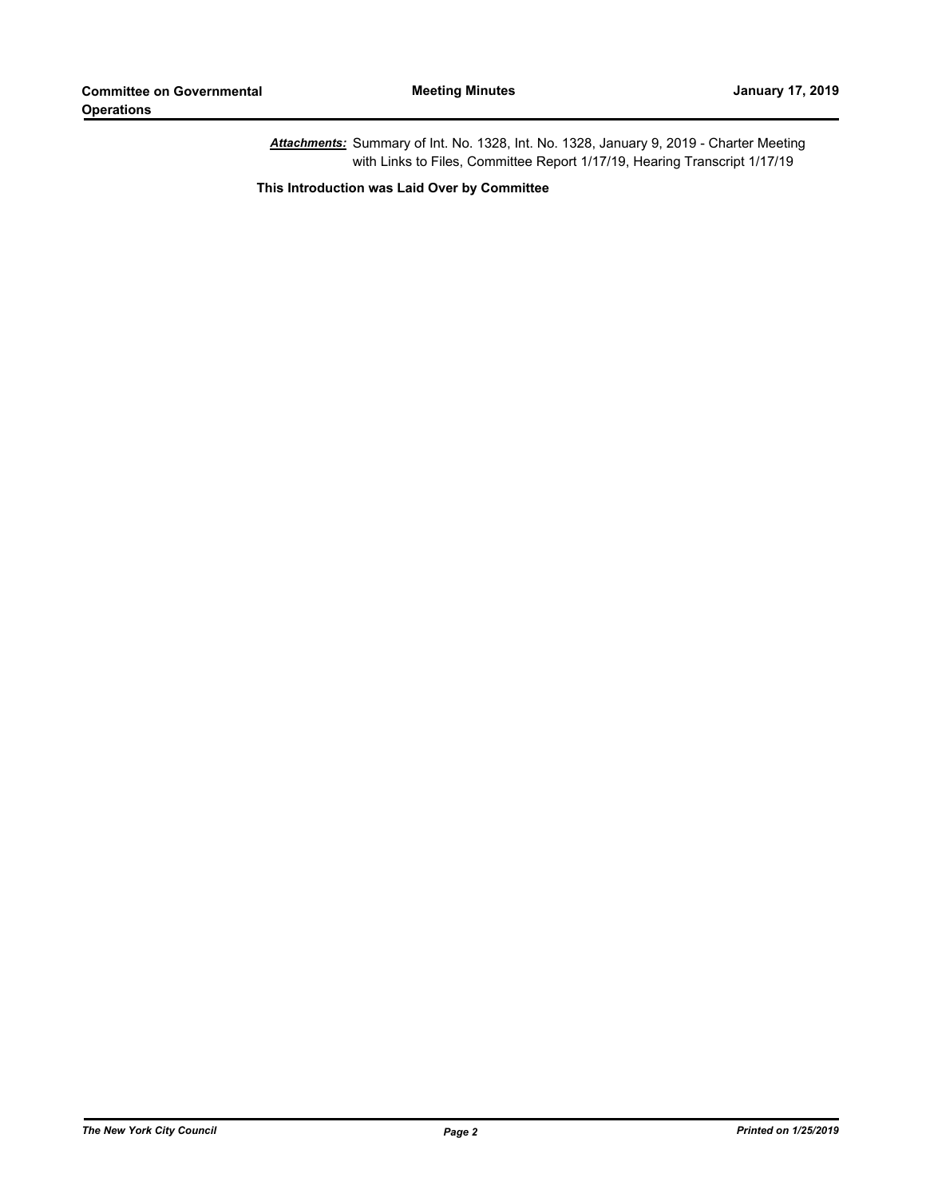***Attachments:*** Summary of Int. No. 1328, Int. No. 1328, January 9, 2019 - Charter Meeting with Links to Files, Committee Report 1/17/19, Hearing Transcript 1/17/19

**This Introduction was Laid Over by Committee**